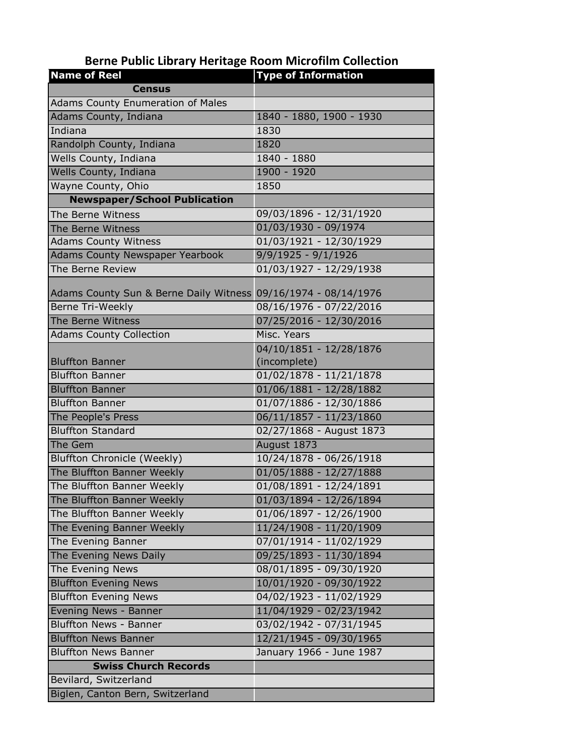# Berne Public Library Heritage Room Microfilm Collection

| Name of Reel | Type of Information |
|---|---|
| **Census** | |
| Adams County Enumeration of Males | |
| Adams County, Indiana | 1840 - 1880, 1900 - 1930 |
| Indiana | 1830 |
| Randolph County, Indiana | 1820 |
| Wells County, Indiana | 1840 - 1880 |
| Wells County, Indiana | 1900 - 1920 |
| Wayne County, Ohio | 1850 |
| **Newspaper/School Publication** | |
| The Berne Witness | 09/03/1896 - 12/31/1920 |
| The Berne Witness | 01/03/1930 - 09/1974 |
| Adams County Witness | 01/03/1921 - 12/30/1929 |
| Adams County Newspaper Yearbook | 9/9/1925 - 9/1/1926 |
| The Berne Review | 01/03/1927 - 12/29/1938 |
| Adams County Sun & Berne Daily Witness | 09/16/1974 - 08/14/1976 |
| Berne Tri-Weekly | 08/16/1976 - 07/22/2016 |
| The Berne Witness | 07/25/2016 - 12/30/2016 |
| Adams County Collection | Misc. Years |
| Bluffton Banner | 04/10/1851 - 12/28/1876 (incomplete) |
| Bluffton Banner | 01/02/1878 - 11/21/1878 |
| Bluffton Banner | 01/06/1881 - 12/28/1882 |
| Bluffton Banner | 01/07/1886 - 12/30/1886 |
| The People's Press | 06/11/1857 - 11/23/1860 |
| Bluffton Standard | 02/27/1868 - August 1873 |
| The Gem | August 1873 |
| Bluffton Chronicle (Weekly) | 10/24/1878 - 06/26/1918 |
| The Bluffton Banner Weekly | 01/05/1888 - 12/27/1888 |
| The Bluffton Banner Weekly | 01/08/1891 - 12/24/1891 |
| The Bluffton Banner Weekly | 01/03/1894 - 12/26/1894 |
| The Bluffton Banner Weekly | 01/06/1897 - 12/26/1900 |
| The Evening Banner Weekly | 11/24/1908 - 11/20/1909 |
| The Evening Banner | 07/01/1914 - 11/02/1929 |
| The Evening News Daily | 09/25/1893 - 11/30/1894 |
| The Evening News | 08/01/1895 - 09/30/1920 |
| Bluffton Evening News | 10/01/1920 - 09/30/1922 |
| Bluffton Evening News | 04/02/1923 - 11/02/1929 |
| Evening News - Banner | 11/04/1929 - 02/23/1942 |
| Bluffton News - Banner | 03/02/1942 - 07/31/1945 |
| Bluffton News Banner | 12/21/1945 - 09/30/1965 |
| Bluffton News Banner | January 1966 - June 1987 |
| **Swiss Church Records** | |
| Bevilard, Switzerland | |
| Biglen, Canton Bern, Switzerland | |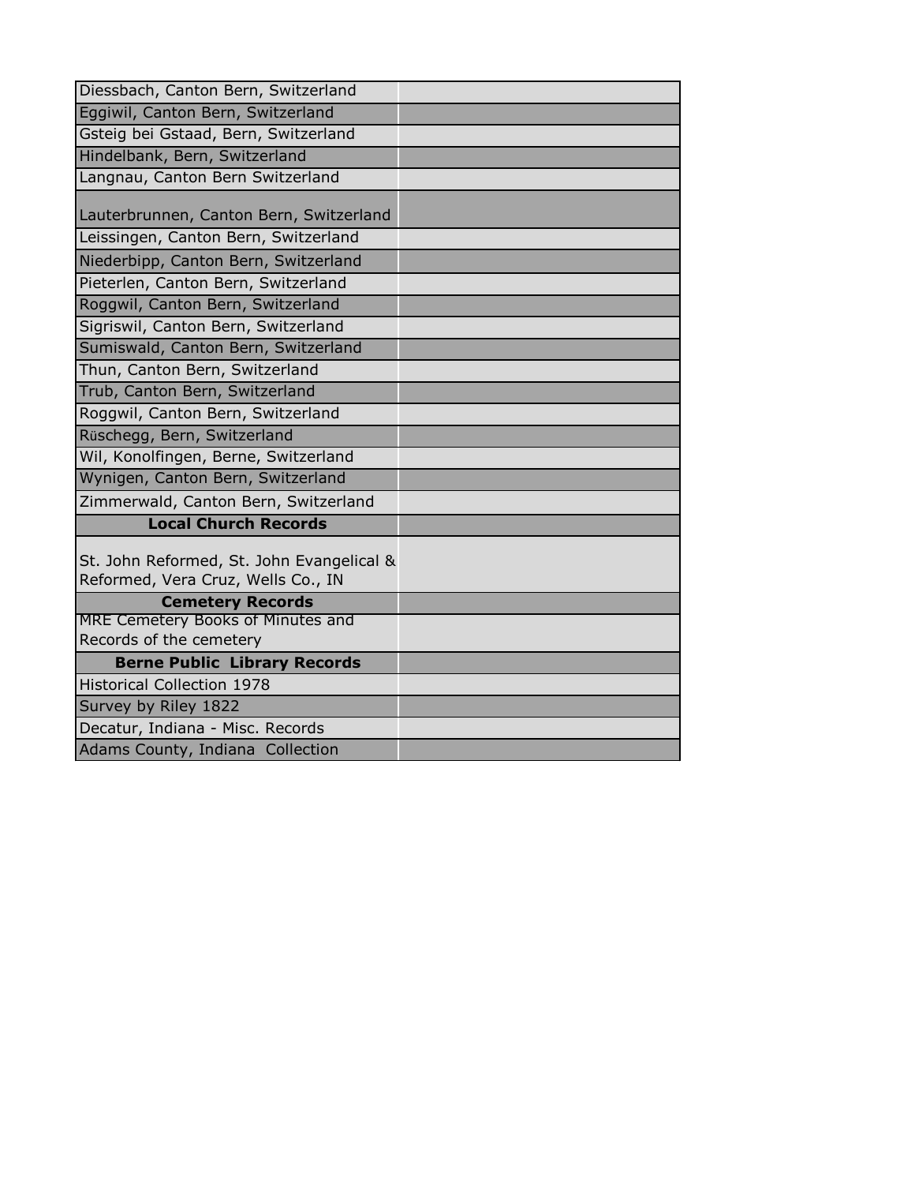| | |
|---|---|
| Diessbach, Canton Bern, Switzerland | |
| Eggiwil, Canton Bern, Switzerland | |
| Gsteig bei Gstaad, Bern, Switzerland | |
| Hindelbank, Bern, Switzerland | |
| Langnau, Canton Bern Switzerland | |
| Lauterbrunnen, Canton Bern, Switzerland | |
| Leissingen, Canton Bern, Switzerland | |
| Niederbipp, Canton Bern, Switzerland | |
| Pieterlen, Canton Bern, Switzerland | |
| Roggwil, Canton Bern, Switzerland | |
| Sigriswil, Canton Bern, Switzerland | |
| Sumiswald, Canton Bern, Switzerland | |
| Thun, Canton Bern, Switzerland | |
| Trub, Canton Bern, Switzerland | |
| Roggwil, Canton Bern, Switzerland | |
| Rüschegg, Bern, Switzerland | |
| Wil, Konolfingen, Berne, Switzerland | |
| Wynigen, Canton Bern, Switzerland | |
| Zimmerwald, Canton Bern, Switzerland | |
| **Local Church Records** | |
| St. John Reformed, St. John Evangelical & Reformed, Vera Cruz, Wells Co., IN | |
| **Cemetery Records** | |
| MRE Cemetery Books of Minutes and Records of the cemetery | |
| **Berne Public Library Records** | |
| Historical Collection 1978 | |
| Survey by Riley 1822 | |
| Decatur, Indiana - Misc. Records | |
| Adams County, Indiana Collection | |